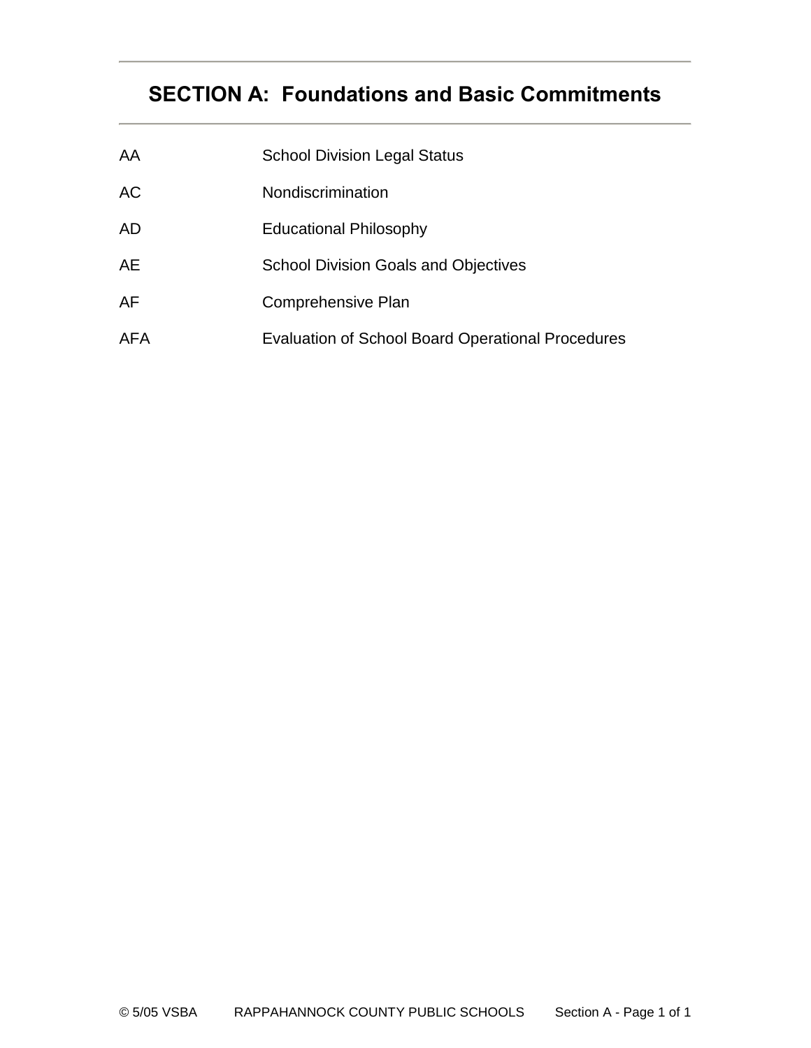# SECTION A: Foundations and Basic Commitments

| | |
|---|---|
| AA | School Division Legal Status |
| AC | Nondiscrimination |
| AD | Educational Philosophy |
| AE | School Division Goals and Objectives |
| AF | Comprehensive Plan |
| AFA | Evaluation of School Board Operational Procedures |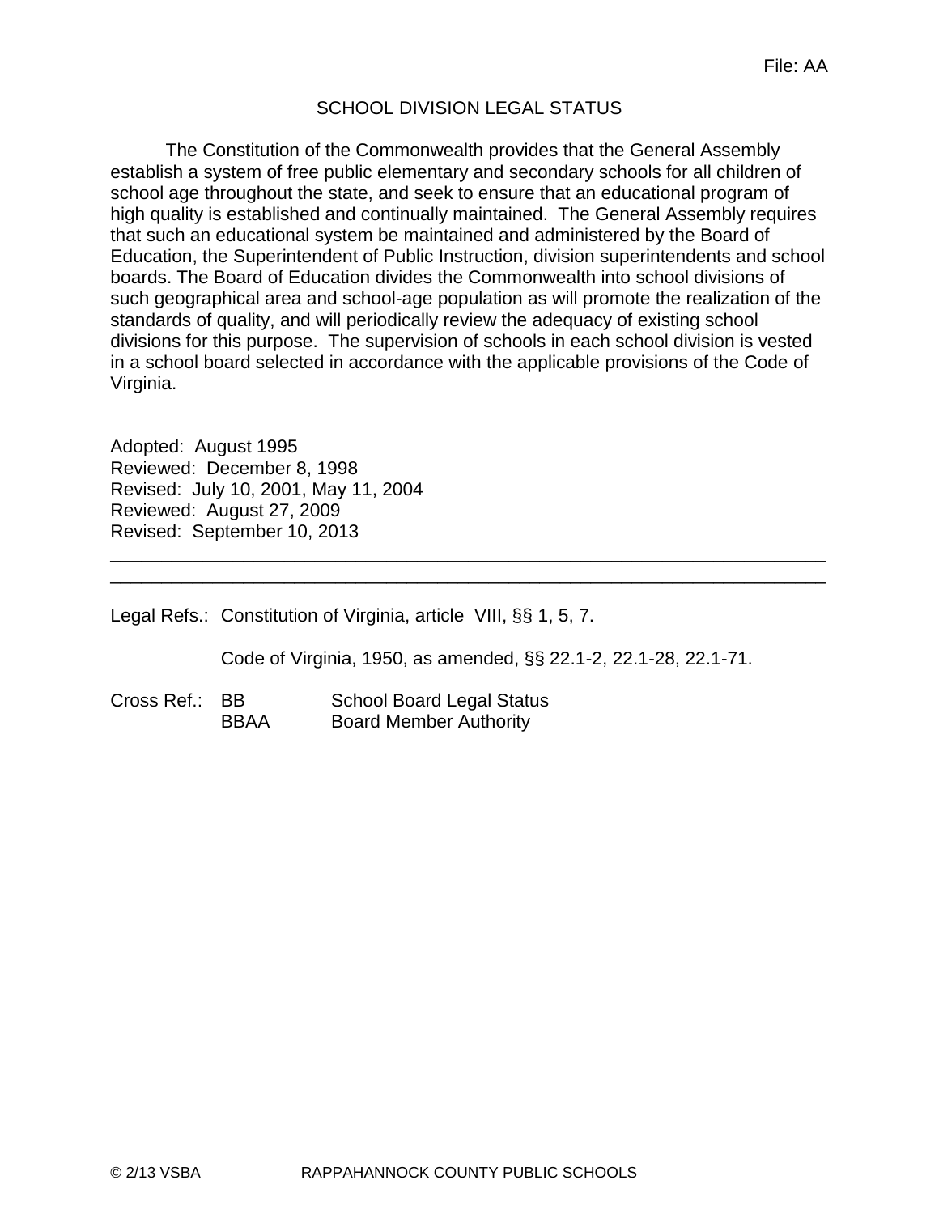File: AA

# SCHOOL DIVISION LEGAL STATUS

The Constitution of the Commonwealth provides that the General Assembly establish a system of free public elementary and secondary schools for all children of school age throughout the state, and seek to ensure that an educational program of high quality is established and continually maintained. The General Assembly requires that such an educational system be maintained and administered by the Board of Education, the Superintendent of Public Instruction, division superintendents and school boards. The Board of Education divides the Commonwealth into school divisions of such geographical area and school-age population as will promote the realization of the standards of quality, and will periodically review the adequacy of existing school divisions for this purpose. The supervision of schools in each school division is vested in a school board selected in accordance with the applicable provisions of the Code of Virginia.

Adopted: August 1995
Reviewed: December 8, 1998
Revised: July 10, 2001, May 11, 2004
Reviewed: August 27, 2009
Revised: September 10, 2013

---

Legal Refs.: Constitution of Virginia, article VIII, §§ 1, 5, 7.

Code of Virginia, 1950, as amended, §§ 22.1-2, 22.1-28, 22.1-71.

Cross Ref.: BB School Board Legal Status
BBAA Board Member Authority

© 2/13 VSBA RAPPAHANNOCK COUNTY PUBLIC SCHOOLS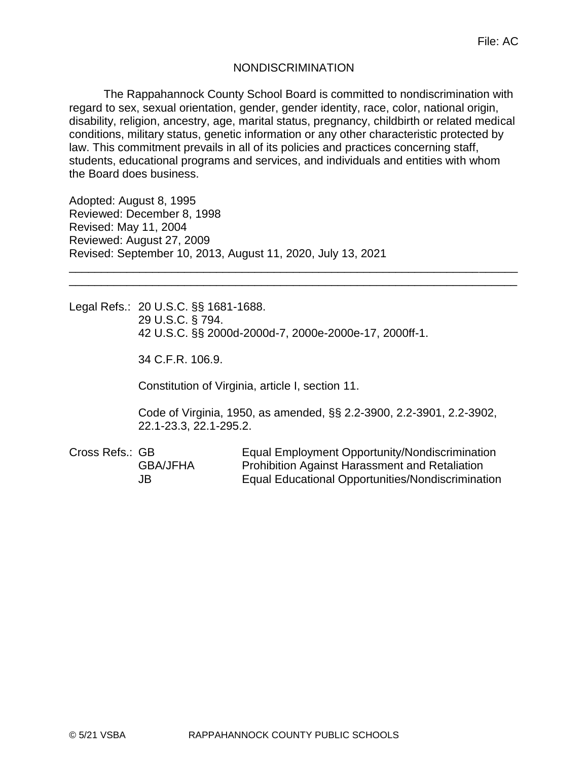File: AC

# NONDISCRIMINATION

The Rappahannock County School Board is committed to nondiscrimination with regard to sex, sexual orientation, gender, gender identity, race, color, national origin, disability, religion, ancestry, age, marital status, pregnancy, childbirth or related medical conditions, military status, genetic information or any other characteristic protected by law. This commitment prevails in all of its policies and practices concerning staff, students, educational programs and services, and individuals and entities with whom the Board does business.

Adopted: August 8, 1995
Reviewed: December 8, 1998
Revised: May 11, 2004
Reviewed: August 27, 2009
Revised: September 10, 2013, August 11, 2020, July 13, 2021

---

Legal Refs.: 20 U.S.C. §§ 1681-1688.
29 U.S.C. § 794.
42 U.S.C. §§ 2000d-2000d-7, 2000e-2000e-17, 2000ff-1.

34 C.F.R. 106.9.

Constitution of Virginia, article I, section 11.

Code of Virginia, 1950, as amended, §§ 2.2-3900, 2.2-3901, 2.2-3902, 22.1-23.3, 22.1-295.2.

| Cross Refs.: | | |
|---|---|---|
| | GB | Equal Employment Opportunity/Nondiscrimination |
| | GBA/JFHA | Prohibition Against Harassment and Retaliation |
| | JB | Equal Educational Opportunities/Nondiscrimination |

© 5/21 VSBA RAPPAHANNOCK COUNTY PUBLIC SCHOOLS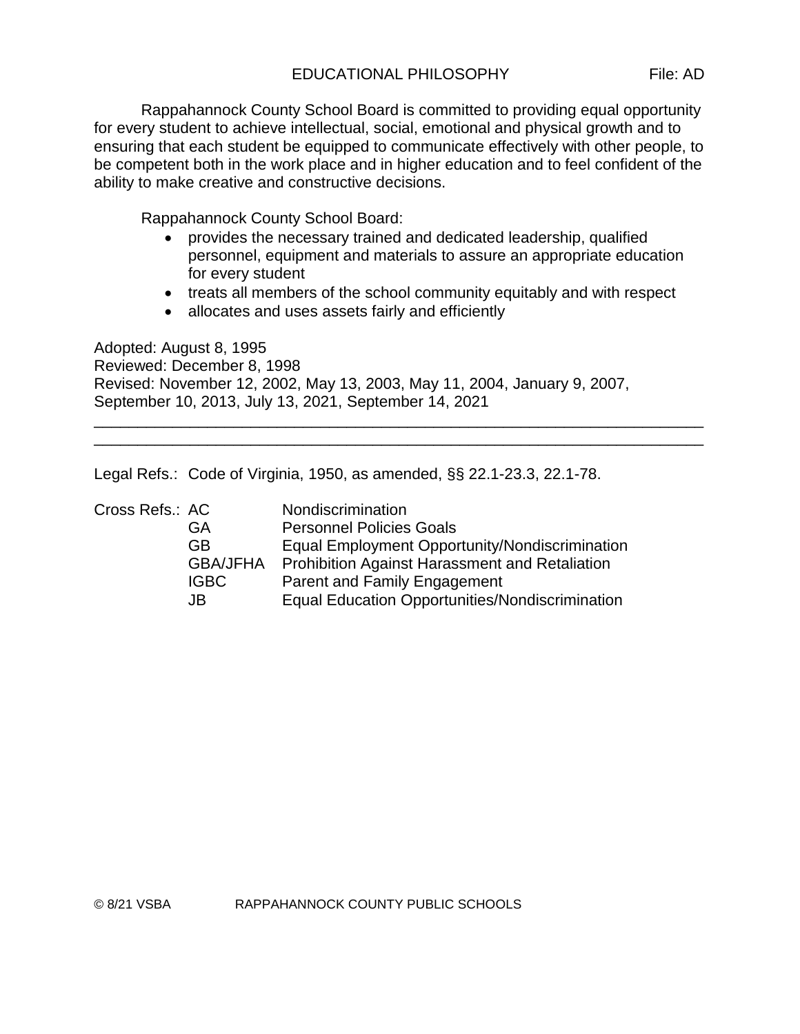# EDUCATIONAL PHILOSOPHY

File: AD

Rappahannock County School Board is committed to providing equal opportunity for every student to achieve intellectual, social, emotional and physical growth and to ensuring that each student be equipped to communicate effectively with other people, to be competent both in the work place and in higher education and to feel confident of the ability to make creative and constructive decisions.

Rappahannock County School Board:

- provides the necessary trained and dedicated leadership, qualified personnel, equipment and materials to assure an appropriate education for every student
- treats all members of the school community equitably and with respect
- allocates and uses assets fairly and efficiently

Adopted: August 8, 1995
Reviewed: December 8, 1998
Revised: November 12, 2002, May 13, 2003, May 11, 2004, January 9, 2007, September 10, 2013, July 13, 2021, September 14, 2021

---

Legal Refs.: Code of Virginia, 1950, as amended, §§ 22.1-23.3, 22.1-78.

Cross Refs.:

| | |
|---|---|
| AC | Nondiscrimination |
| GA | Personnel Policies Goals |
| GB | Equal Employment Opportunity/Nondiscrimination |
| GBA/JFHA | Prohibition Against Harassment and Retaliation |
| IGBC | Parent and Family Engagement |
| JB | Equal Education Opportunities/Nondiscrimination |

© 8/21 VSBA RAPPAHANNOCK COUNTY PUBLIC SCHOOLS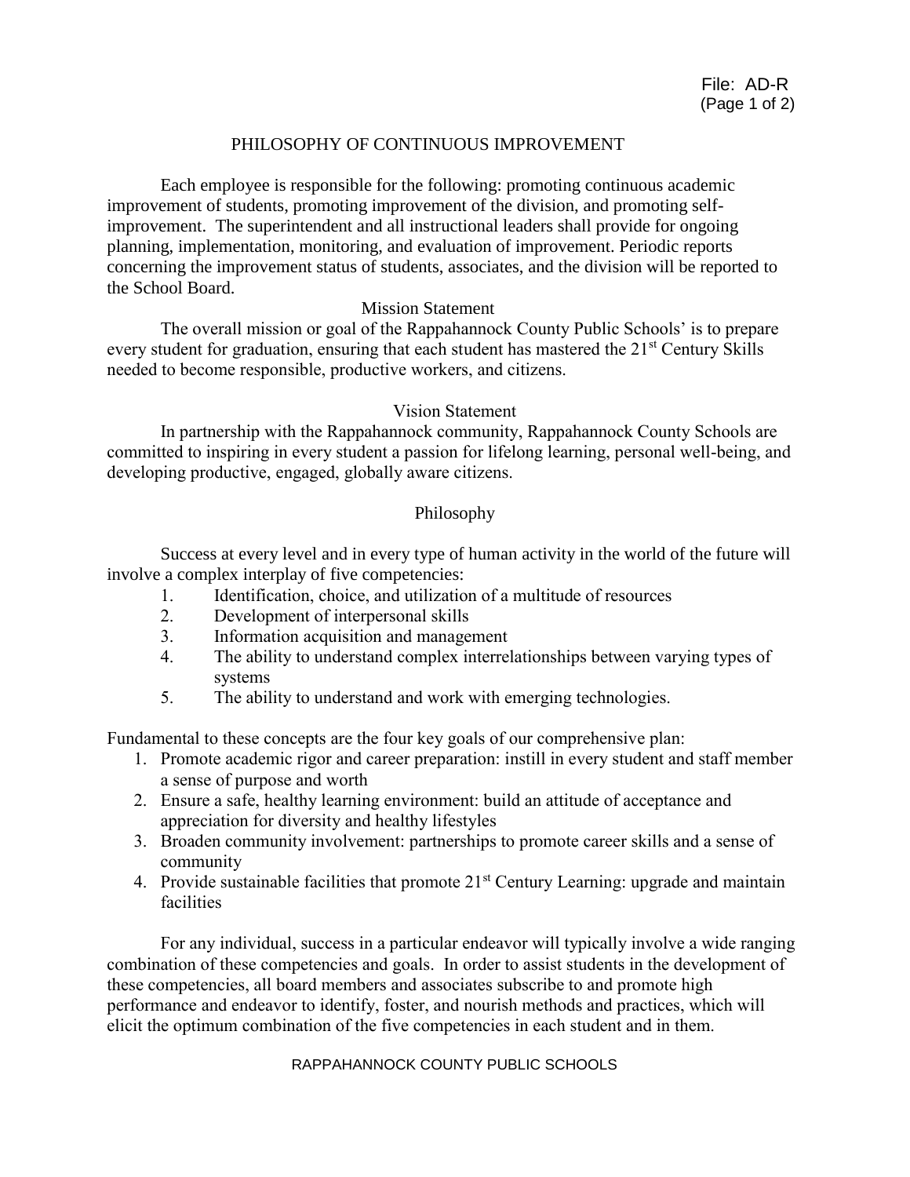# PHILOSOPHY OF CONTINUOUS IMPROVEMENT

Each employee is responsible for the following: promoting continuous academic improvement of students, promoting improvement of the division, and promoting self-improvement. The superintendent and all instructional leaders shall provide for ongoing planning, implementation, monitoring, and evaluation of improvement. Periodic reports concerning the improvement status of students, associates, and the division will be reported to the School Board.

## Mission Statement

The overall mission or goal of the Rappahannock County Public Schools' is to prepare every student for graduation, ensuring that each student has mastered the 21st Century Skills needed to become responsible, productive workers, and citizens.

## Vision Statement

In partnership with the Rappahannock community, Rappahannock County Schools are committed to inspiring in every student a passion for lifelong learning, personal well-being, and developing productive, engaged, globally aware citizens.

## Philosophy

Success at every level and in every type of human activity in the world of the future will involve a complex interplay of five competencies:

1. Identification, choice, and utilization of a multitude of resources
2. Development of interpersonal skills
3. Information acquisition and management
4. The ability to understand complex interrelationships between varying types of systems
5. The ability to understand and work with emerging technologies.

Fundamental to these concepts are the four key goals of our comprehensive plan:

1. Promote academic rigor and career preparation: instill in every student and staff member a sense of purpose and worth
2. Ensure a safe, healthy learning environment: build an attitude of acceptance and appreciation for diversity and healthy lifestyles
3. Broaden community involvement: partnerships to promote career skills and a sense of community
4. Provide sustainable facilities that promote 21st Century Learning: upgrade and maintain facilities

For any individual, success in a particular endeavor will typically involve a wide ranging combination of these competencies and goals. In order to assist students in the development of these competencies, all board members and associates subscribe to and promote high performance and endeavor to identify, foster, and nourish methods and practices, which will elicit the optimum combination of the five competencies in each student and in them.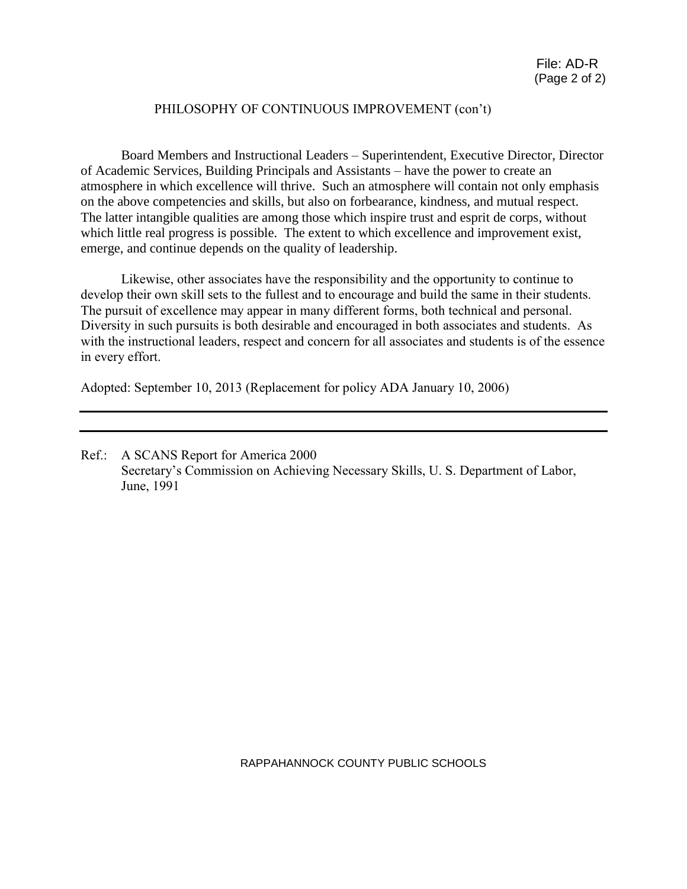## PHILOSOPHY OF CONTINUOUS IMPROVEMENT (con't)

Board Members and Instructional Leaders – Superintendent, Executive Director, Director of Academic Services, Building Principals and Assistants – have the power to create an atmosphere in which excellence will thrive. Such an atmosphere will contain not only emphasis on the above competencies and skills, but also on forbearance, kindness, and mutual respect. The latter intangible qualities are among those which inspire trust and esprit de corps, without which little real progress is possible. The extent to which excellence and improvement exist, emerge, and continue depends on the quality of leadership.

Likewise, other associates have the responsibility and the opportunity to continue to develop their own skill sets to the fullest and to encourage and build the same in their students. The pursuit of excellence may appear in many different forms, both technical and personal. Diversity in such pursuits is both desirable and encouraged in both associates and students. As with the instructional leaders, respect and concern for all associates and students is of the essence in every effort.

Adopted: September 10, 2013 (Replacement for policy ADA January 10, 2006)

---

Ref.: A SCANS Report for America 2000
Secretary's Commission on Achieving Necessary Skills, U. S. Department of Labor, June, 1991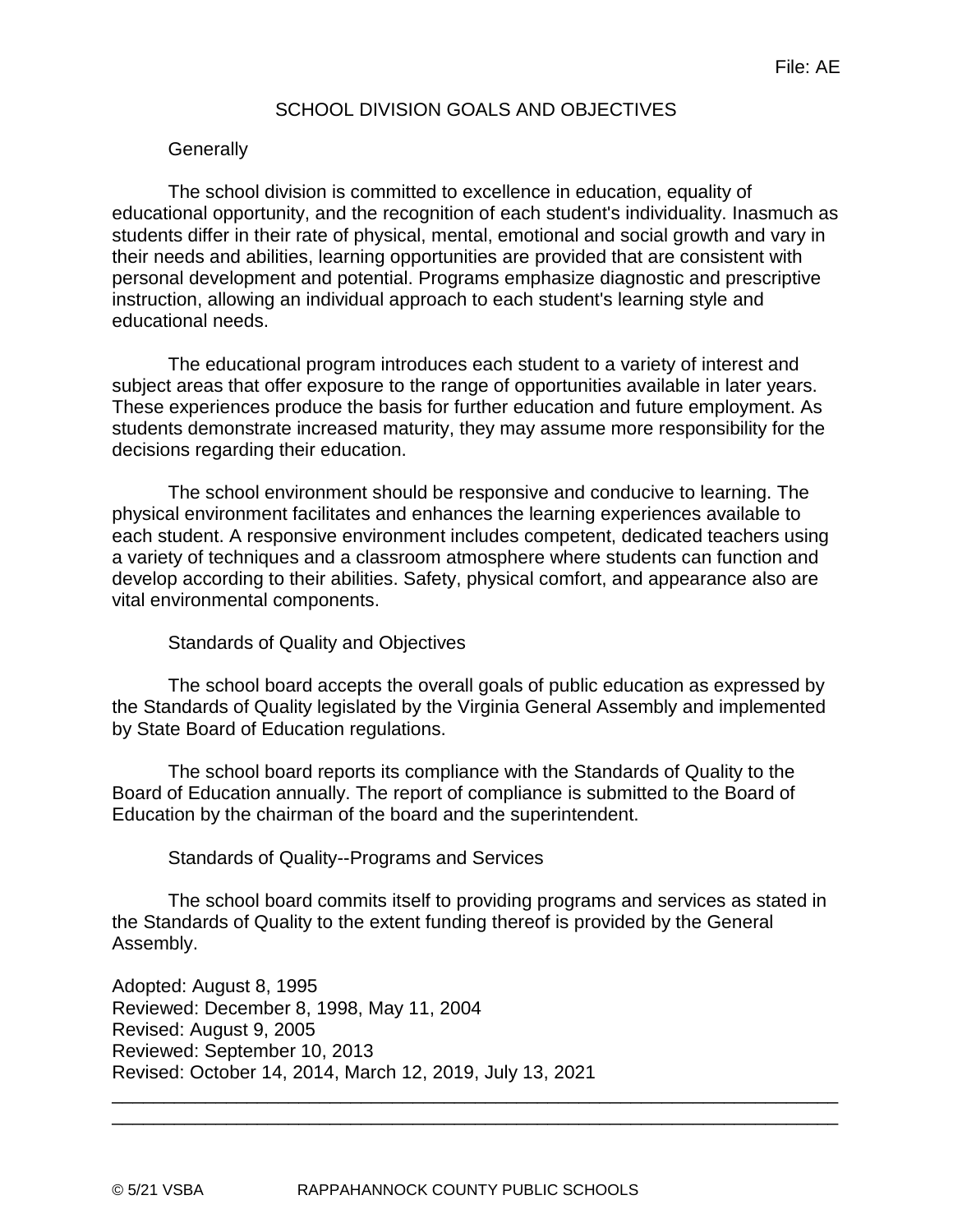File: AE

# SCHOOL DIVISION GOALS AND OBJECTIVES

## Generally

The school division is committed to excellence in education, equality of educational opportunity, and the recognition of each student's individuality. Inasmuch as students differ in their rate of physical, mental, emotional and social growth and vary in their needs and abilities, learning opportunities are provided that are consistent with personal development and potential. Programs emphasize diagnostic and prescriptive instruction, allowing an individual approach to each student's learning style and educational needs.

The educational program introduces each student to a variety of interest and subject areas that offer exposure to the range of opportunities available in later years. These experiences produce the basis for further education and future employment. As students demonstrate increased maturity, they may assume more responsibility for the decisions regarding their education.

The school environment should be responsive and conducive to learning. The physical environment facilitates and enhances the learning experiences available to each student. A responsive environment includes competent, dedicated teachers using a variety of techniques and a classroom atmosphere where students can function and develop according to their abilities. Safety, physical comfort, and appearance also are vital environmental components.

## Standards of Quality and Objectives

The school board accepts the overall goals of public education as expressed by the Standards of Quality legislated by the Virginia General Assembly and implemented by State Board of Education regulations.

The school board reports its compliance with the Standards of Quality to the Board of Education annually. The report of compliance is submitted to the Board of Education by the chairman of the board and the superintendent.

## Standards of Quality--Programs and Services

The school board commits itself to providing programs and services as stated in the Standards of Quality to the extent funding thereof is provided by the General Assembly.

Adopted: August 8, 1995
Reviewed: December 8, 1998, May 11, 2004
Revised: August 9, 2005
Reviewed: September 10, 2013
Revised: October 14, 2014, March 12, 2019, July 13, 2021

---

© 5/21 VSBA RAPPAHANNOCK COUNTY PUBLIC SCHOOLS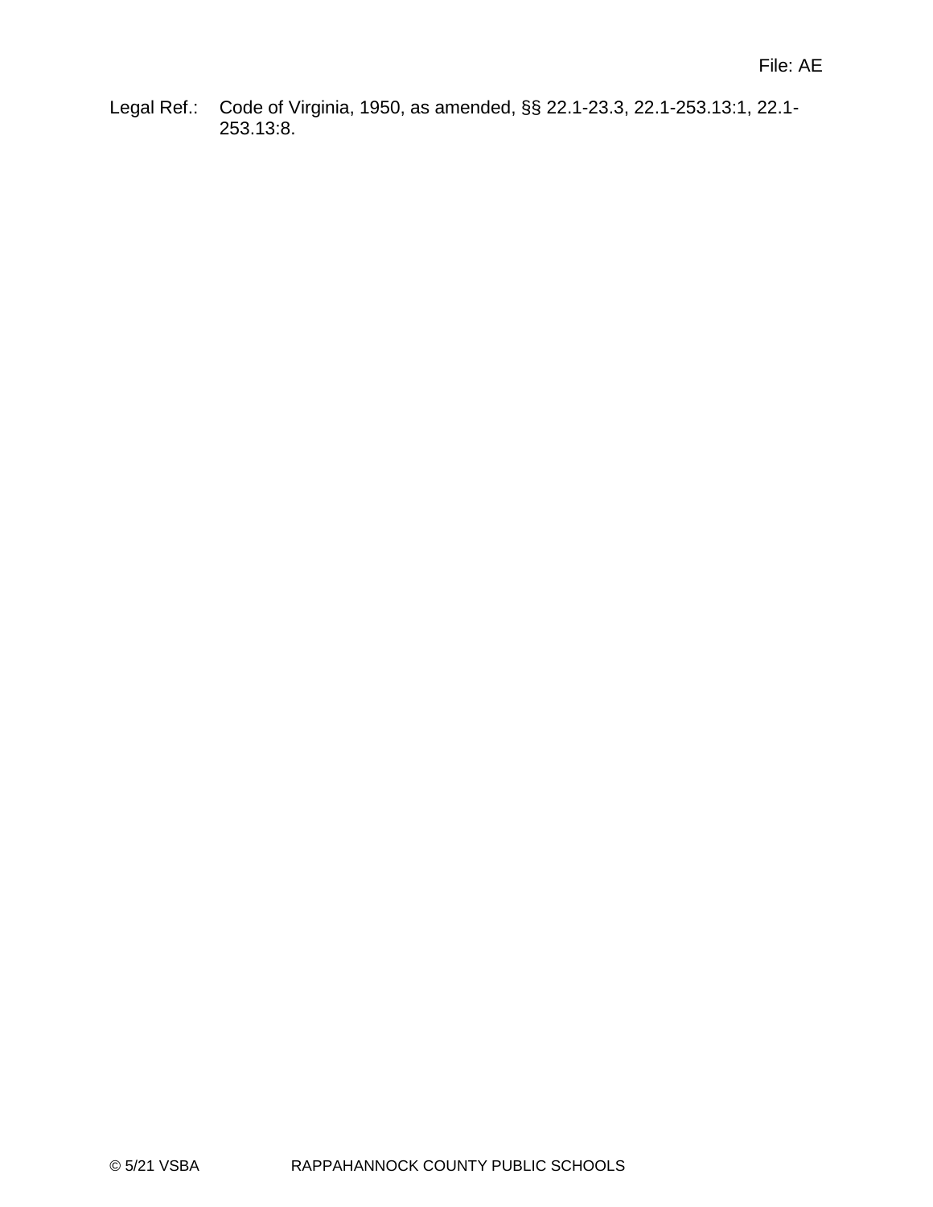Legal Ref.: Code of Virginia, 1950, as amended, §§ 22.1-23.3, 22.1-253.13:1, 22.1-253.13:8.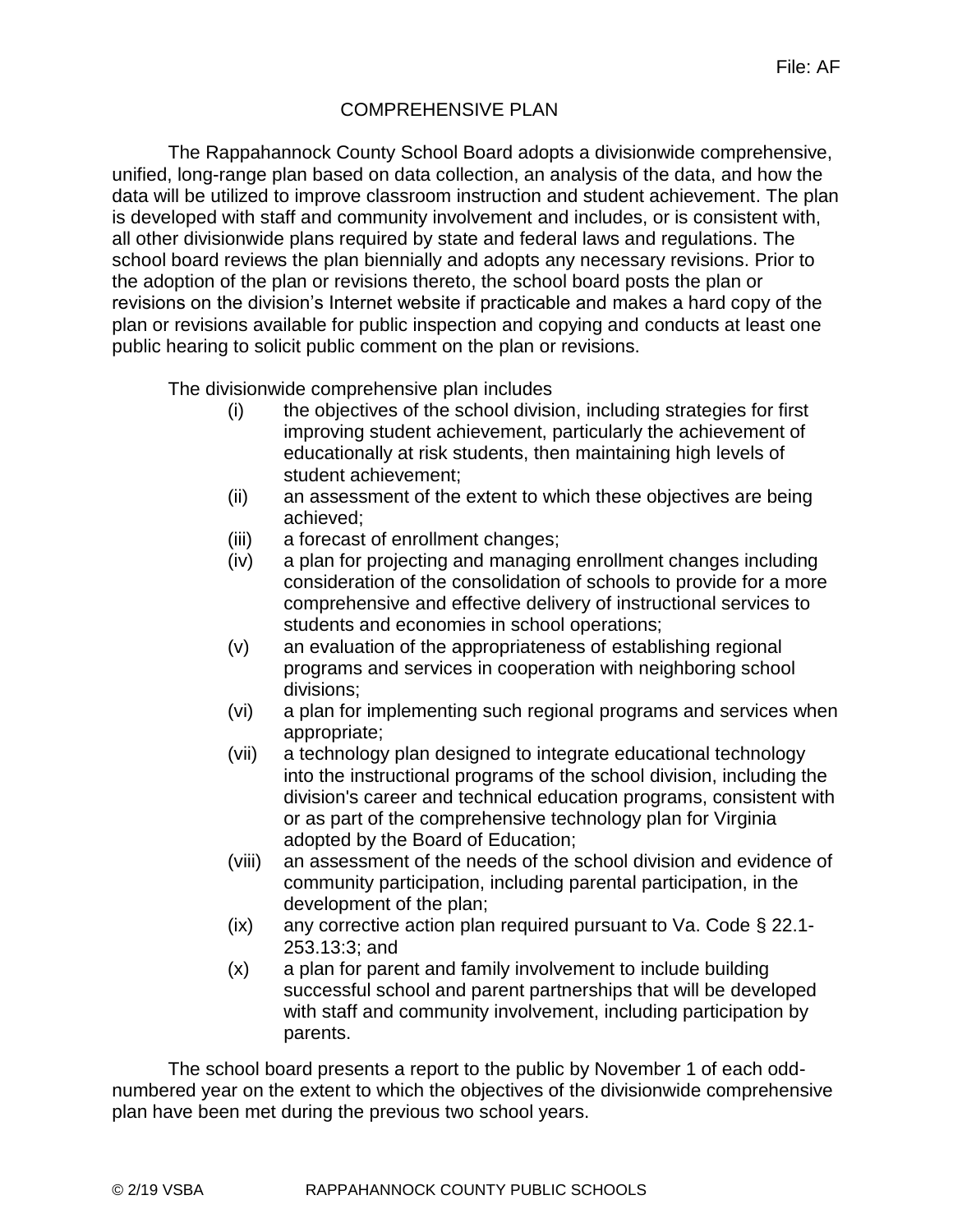File: AF

# COMPREHENSIVE PLAN

The Rappahannock County School Board adopts a divisionwide comprehensive, unified, long-range plan based on data collection, an analysis of the data, and how the data will be utilized to improve classroom instruction and student achievement. The plan is developed with staff and community involvement and includes, or is consistent with, all other divisionwide plans required by state and federal laws and regulations. The school board reviews the plan biennially and adopts any necessary revisions. Prior to the adoption of the plan or revisions thereto, the school board posts the plan or revisions on the division's Internet website if practicable and makes a hard copy of the plan or revisions available for public inspection and copying and conducts at least one public hearing to solicit public comment on the plan or revisions.

The divisionwide comprehensive plan includes

- (i) the objectives of the school division, including strategies for first improving student achievement, particularly the achievement of educationally at risk students, then maintaining high levels of student achievement;
- (ii) an assessment of the extent to which these objectives are being achieved;
- (iii) a forecast of enrollment changes;
- (iv) a plan for projecting and managing enrollment changes including consideration of the consolidation of schools to provide for a more comprehensive and effective delivery of instructional services to students and economies in school operations;
- (v) an evaluation of the appropriateness of establishing regional programs and services in cooperation with neighboring school divisions;
- (vi) a plan for implementing such regional programs and services when appropriate;
- (vii) a technology plan designed to integrate educational technology into the instructional programs of the school division, including the division's career and technical education programs, consistent with or as part of the comprehensive technology plan for Virginia adopted by the Board of Education;
- (viii) an assessment of the needs of the school division and evidence of community participation, including parental participation, in the development of the plan;
- (ix) any corrective action plan required pursuant to Va. Code § 22.1-253.13:3; and
- (x) a plan for parent and family involvement to include building successful school and parent partnerships that will be developed with staff and community involvement, including participation by parents.

The school board presents a report to the public by November 1 of each odd-numbered year on the extent to which the objectives of the divisionwide comprehensive plan have been met during the previous two school years.

© 2/19 VSBA RAPPAHANNOCK COUNTY PUBLIC SCHOOLS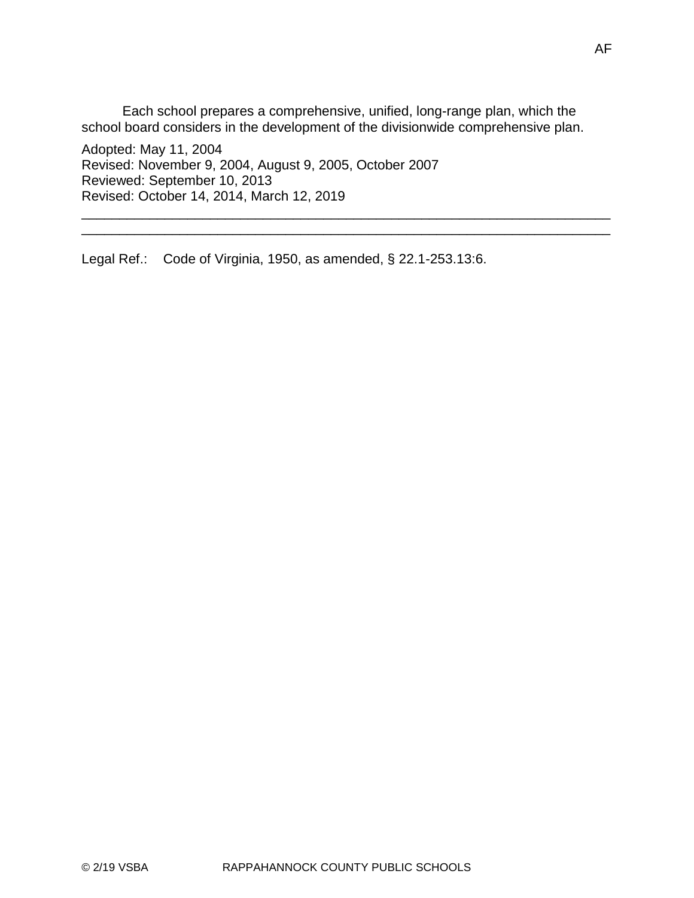Each school prepares a comprehensive, unified, long-range plan, which the school board considers in the development of the divisionwide comprehensive plan.

Adopted: May 11, 2004
Revised: November 9, 2004, August 9, 2005, October 2007
Reviewed: September 10, 2013
Revised: October 14, 2014, March 12, 2019

---

Legal Ref.: Code of Virginia, 1950, as amended, § 22.1-253.13:6.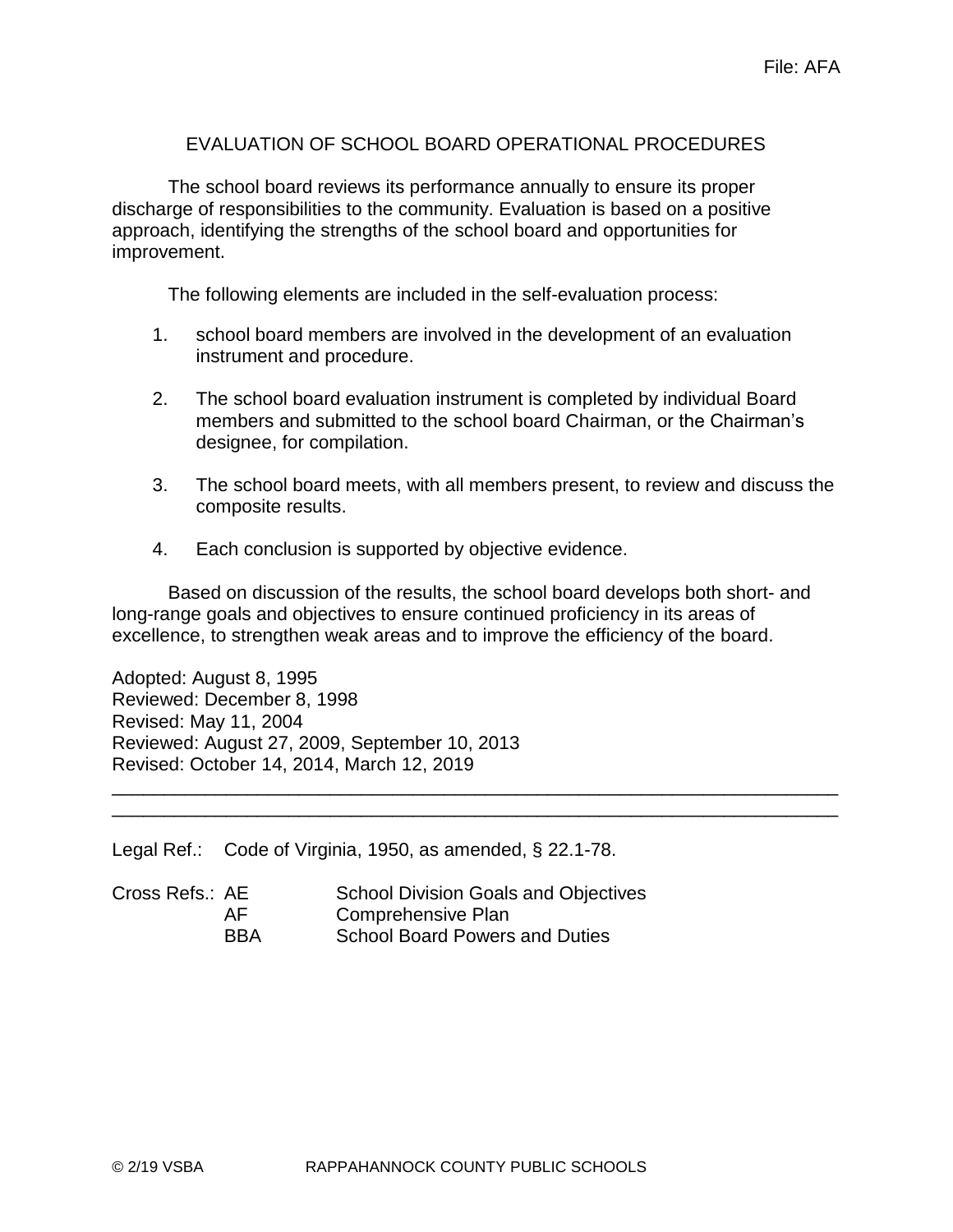File: AFA

# EVALUATION OF SCHOOL BOARD OPERATIONAL PROCEDURES

The school board reviews its performance annually to ensure its proper discharge of responsibilities to the community. Evaluation is based on a positive approach, identifying the strengths of the school board and opportunities for improvement.

The following elements are included in the self-evaluation process:

1. school board members are involved in the development of an evaluation instrument and procedure.

2. The school board evaluation instrument is completed by individual Board members and submitted to the school board Chairman, or the Chairman's designee, for compilation.

3. The school board meets, with all members present, to review and discuss the composite results.

4. Each conclusion is supported by objective evidence.

Based on discussion of the results, the school board develops both short- and long-range goals and objectives to ensure continued proficiency in its areas of excellence, to strengthen weak areas and to improve the efficiency of the board.

Adopted: August 8, 1995
Reviewed: December 8, 1998
Revised: May 11, 2004
Reviewed: August 27, 2009, September 10, 2013
Revised: October 14, 2014, March 12, 2019

---

Legal Ref.: Code of Virginia, 1950, as amended, § 22.1-78.

| | | |
|---|---|---|
| Cross Refs.: | AE | School Division Goals and Objectives |
| | AF | Comprehensive Plan |
| | BBA | School Board Powers and Duties |

© 2/19 VSBA RAPPAHANNOCK COUNTY PUBLIC SCHOOLS